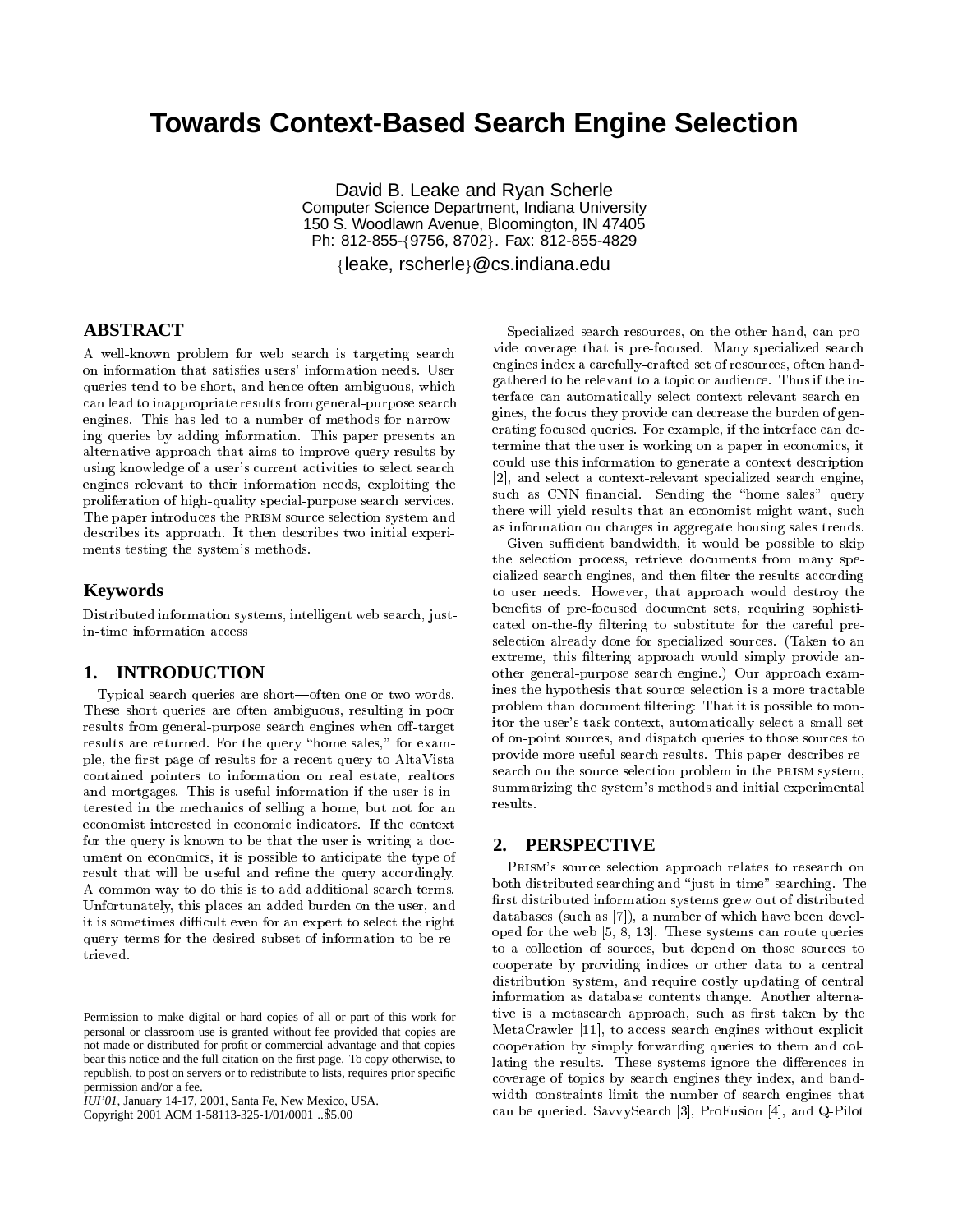# Towards Context-Based Search Engine Selection

David B. Leake and Ryan Scherle
Computer Science Department, Indiana University
150 S. Woodlawn Avenue, Bloomington, IN 47405
Ph: 812-855-{9756, 8702}. Fax: 812-855-4829
{leake, rscherle}@cs.indiana.edu

## ABSTRACT

A well-known problem for web search is targeting search on information that satisfies users' information needs. User queries tend to be short, and hence often ambiguous, which can lead to inappropriate results from general-purpose search engines. This has led to a number of methods for narrowing queries by adding information. This paper presents an alternative approach that aims to improve query results by using knowledge of a user's current activities to select search engines relevant to their information needs, exploiting the proliferation of high-quality special-purpose search services. The paper introduces the PRISM source selection system and describes its approach. It then describes two initial experiments testing the system's methods.

## Keywords

Distributed information systems, intelligent web search, just-in-time information access

## 1. INTRODUCTION

Typical search queries are short—often one or two words. These short queries are often ambiguous, resulting in poor results from general-purpose search engines when off-target results are returned. For the query "home sales," for example, the first page of results for a recent query to AltaVista contained pointers to information on real estate, realtors and mortgages. This is useful information if the user is interested in the mechanics of selling a home, but not for an economist interested in economic indicators. If the context for the query is known to be that the user is writing a document on economics, it is possible to anticipate the type of result that will be useful and refine the query accordingly. A common way to do this is to add additional search terms. Unfortunately, this places an added burden on the user, and it is sometimes difficult even for an expert to select the right query terms for the desired subset of information to be retrieved.

Permission to make digital or hard copies of all or part of this work for personal or classroom use is granted without fee provided that copies are not made or distributed for profit or commercial advantage and that copies bear this notice and the full citation on the first page. To copy otherwise, to republish, to post on servers or to redistribute to lists, requires prior specific permission and/or a fee.
*IUI'01*, January 14-17, 2001, Santa Fe, New Mexico, USA.
Copyright 2001 ACM 1-58113-325-1/01/0001 ..$5.00

Specialized search resources, on the other hand, can provide coverage that is pre-focused. Many specialized search engines index a carefully-crafted set of resources, often hand-gathered to be relevant to a topic or audience. Thus if the interface can automatically select context-relevant search engines, the focus they provide can decrease the burden of generating focused queries. For example, if the interface can determine that the user is working on a paper in economics, it could use this information to generate a context description [2], and select a context-relevant specialized search engine, such as CNN financial. Sending the "home sales" query there will yield results that an economist might want, such as information on changes in aggregate housing sales trends.

Given sufficient bandwidth, it would be possible to skip the selection process, retrieve documents from many specialized search engines, and then filter the results according to user needs. However, that approach would destroy the benefits of pre-focused document sets, requiring sophisticated on-the-fly filtering to substitute for the careful pre-selection already done for specialized sources. (Taken to an extreme, this filtering approach would simply provide another general-purpose search engine.) Our approach examines the hypothesis that source selection is a more tractable problem than document filtering: That it is possible to monitor the user's task context, automatically select a small set of on-point sources, and dispatch queries to those sources to provide more useful search results. This paper describes research on the source selection problem in the PRISM system, summarizing the system's methods and initial experimental results.

## 2. PERSPECTIVE

PRISM's source selection approach relates to research on both distributed searching and "just-in-time" searching. The first distributed information systems grew out of distributed databases (such as [7]), a number of which have been developed for the web [5, 8, 13]. These systems can route queries to a collection of sources, but depend on those sources to cooperate by providing indices or other data to a central distribution system, and require costly updating of central information as database contents change. Another alternative is a metasearch approach, such as first taken by the MetaCrawler [11], to access search engines without explicit cooperation by simply forwarding queries to them and collating the results. These systems ignore the differences in coverage of topics by search engines they index, and bandwidth constraints limit the number of search engines that can be queried. SavvySearch [3], ProFusion [4], and Q-Pilot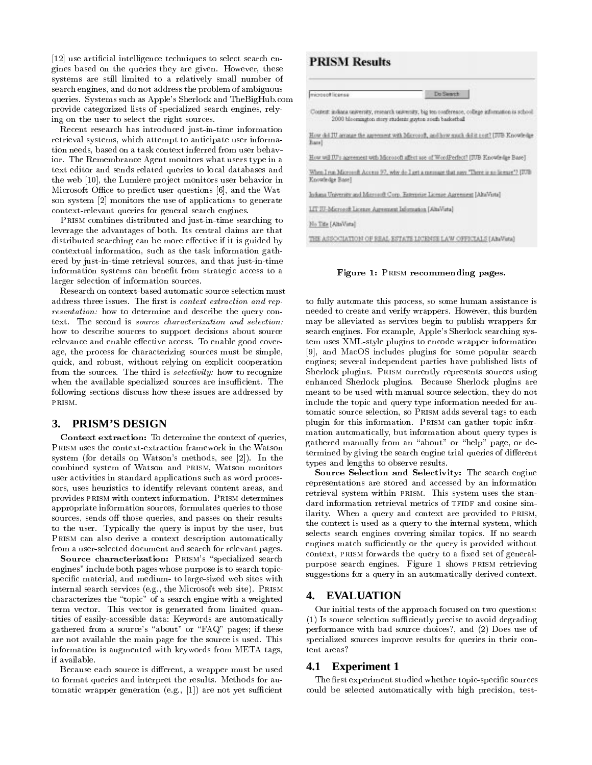[12] use artificial intelligence techniques to select search engines based on the queries they are given. However, these systems are still limited to a relatively small number of search engines, and do not address the problem of ambiguous queries. Systems such as Apple's Sherlock and TheBigHub.com provide categorized lists of specialized search engines, relying on the user to select the right sources.

Recent research has introduced just-in-time information retrieval systems, which attempt to anticipate user information needs, based on a task context inferred from user behavior. The Remembrance Agent monitors what users type in a text editor and sends related queries to local databases and the web [10], the Lumiere project monitors user behavior in Microsoft Office to predict user questions [6], and the Watson system [2] monitors the use of applications to generate context-relevant queries for general search engines.

PRISM combines distributed and just-in-time searching to leverage the advantages of both. Its central claims are that distributed searching can be more effective if it is guided by contextual information, such as the task information gathered by just-in-time retrieval sources, and that just-in-time information systems can benefit from strategic access to a larger selection of information sources.

Research on context-based automatic source selection must address three issues. The first is *context extraction and representation:* how to determine and describe the query context. The second is *source characterization and selection:* how to describe sources to support decisions about source relevance and enable effective access. To enable good coverage, the process for characterizing sources must be simple, quick, and robust, without relying on explicit cooperation from the sources. The third is *selectivity:* how to recognize when the available specialized sources are insufficient. The following sections discuss how these issues are addressed by PRISM.

## 3. PRISM'S DESIGN

**Context extraction:** To determine the context of queries, PRISM uses the context-extraction framework in the Watson system (for details on Watson's methods, see [2]). In the combined system of Watson and PRISM, Watson monitors user activities in standard applications such as word processors, uses heuristics to identify relevant content areas, and provides PRISM with context information. PRISM determines appropriate information sources, formulates queries to those sources, sends off those queries, and passes on their results to the user. Typically the query is input by the user, but PRISM can also derive a context description automatically from a user-selected document and search for relevant pages.

**Source characterization:** PRISM's "specialized search engines" include both pages whose purpose is to search topic-specific material, and medium- to large-sized web sites with internal search services (e.g., the Microsoft web site). PRISM characterizes the "topic" of a search engine with a weighted term vector. This vector is generated from limited quantities of easily-accessible data: Keywords are automatically gathered from a source's "about" or "FAQ" pages; if these are not available the main page for the source is used. This information is augmented with keywords from META tags, if available.

Because each source is different, a wrapper must be used to format queries and interpret the results. Methods for automatic wrapper generation (e.g., [1]) are not yet sufficient to fully automate this process, so some human assistance is needed to create and verify wrappers. However, this burden may be alleviated as services begin to publish wrappers for search engines. For example, Apple's Sherlock searching system uses XML-style plugins to encode wrapper information [9], and MacOS includes plugins for some popular search engines; several independent parties have published lists of Sherlock plugins. PRISM currently represents sources using enhanced Sherlock plugins. Because Sherlock plugins are meant to be used with manual source selection, they do not include the topic and query type information needed for automatic source selection, so PRISM adds several tags to each plugin for this information. PRISM can gather topic information automatically, but information about query types is gathered manually from an "about" or "help" page, or determined by giving the search engine trial queries of different types and lengths to observe results.

**Source Selection and Selectivity:** The search engine representations are stored and accessed by an information retrieval system within PRISM. This system uses the standard information retrieval metrics of TFIDF and cosine similarity. When a query and context are provided to PRISM, the context is used as a query to the internal system, which selects search engines covering similar topics. If no search engines match sufficiently or the query is provided without context, PRISM forwards the query to a fixed set of general-purpose search engines. Figure 1 shows PRISM retrieving suggestions for a query in an automatically derived context.

**PRISM Results**

microsoft license [Do Search]

Context: indiana university, research university, big ten conference, college information is school 2000 bloomington story students guyton south basketball

How did IU arrange the agreement with Microsoft, and how much did it cost? [IUB Knowledge Base]

How will IU's agreement with Microsoft affect use of WordPerfect? [IUB Knowledge Base]

When I run Microsoft Access 97, why do I get a message that says "There is no license"? [IUB Knowledge Base]

Indiana University and Microsoft Corp. Enterprise License Agreement [AltaVista]

LIT IU-Microsoft License Agreement Information [AltaVista]

No Title [AltaVista]

THE ASSOCIATION OF REAL ESTATE LICENSE LAW OFFICIALS [AltaVista]

**Figure 1: PRISM recommending pages.**

## 4. EVALUATION

Our initial tests of the approach focused on two questions: (1) Is source selection sufficiently precise to avoid degrading performance with bad source choices?, and (2) Does use of specialized sources improve results for queries in their content areas?

### 4.1 Experiment 1

The first experiment studied whether topic-specific sources could be selected automatically with high precision, test-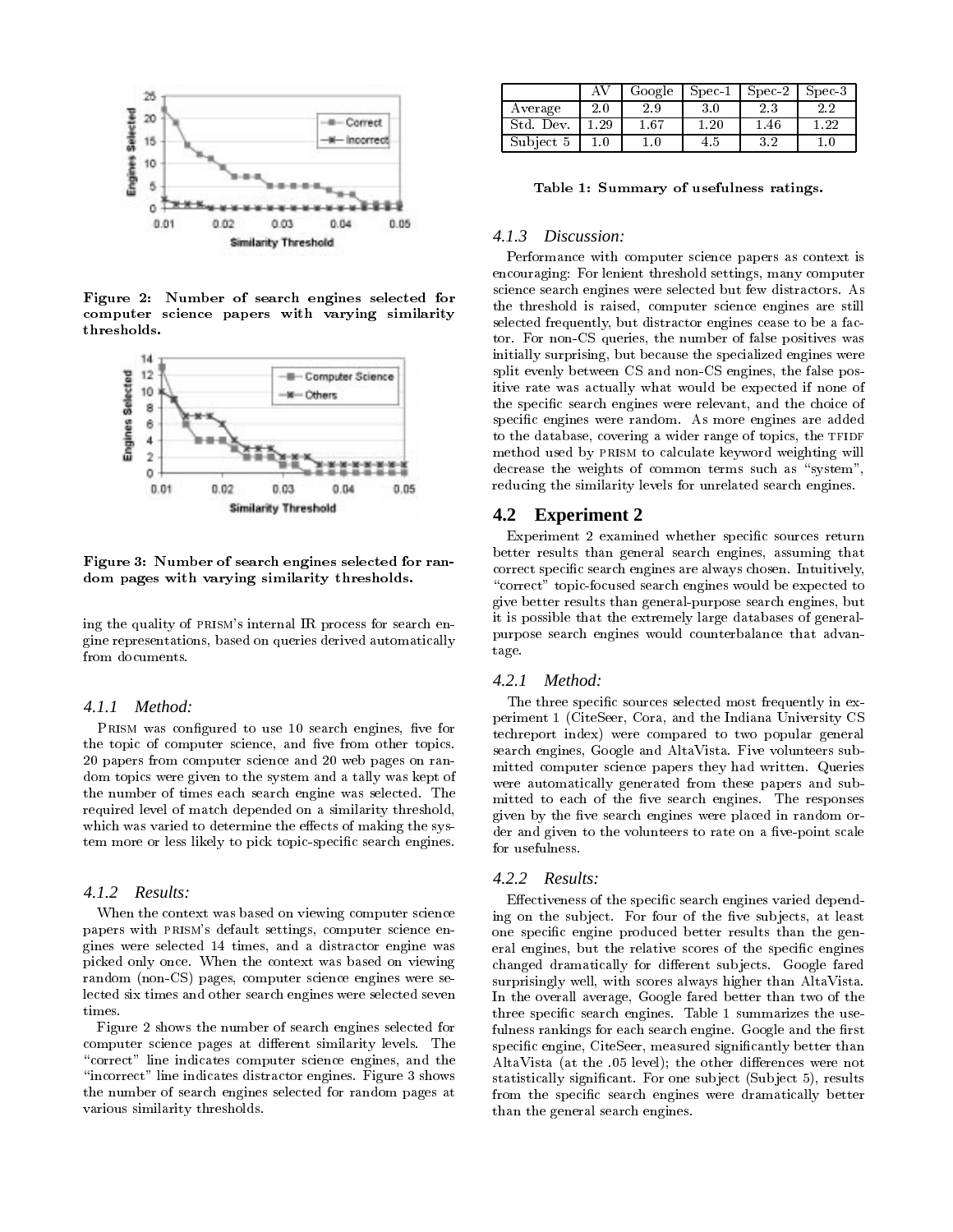Figure 2: Number of search engines selected for computer science papers with varying similarity thresholds.

Figure 3: Number of search engines selected for random pages with varying similarity thresholds.

ing the quality of PRISM's internal IR process for search engine representations, based on queries derived automatically from documents.

#### 4.1.1 Method:

PRISM was configured to use 10 search engines, five for the topic of computer science, and five from other topics. 20 papers from computer science and 20 web pages on random topics were given to the system and a tally was kept of the number of times each search engine was selected. The required level of match depended on a similarity threshold, which was varied to determine the effects of making the system more or less likely to pick topic-specific search engines.

#### 4.1.2 Results:

When the context was based on viewing computer science papers with PRISM's default settings, computer science engines were selected 14 times, and a distractor engine was picked only once. When the context was based on viewing random (non-CS) pages, computer science engines were selected six times and other search engines were selected seven times.

Figure 2 shows the number of search engines selected for computer science pages at different similarity levels. The "correct" line indicates computer science engines, and the "incorrect" line indicates distractor engines. Figure 3 shows the number of search engines selected for random pages at various similarity thresholds.

| | AV | Google | Spec-1 | Spec-2 | Spec-3 |
|---|---|---|---|---|---|
| Average | 2.0 | 2.9 | 3.0 | 2.3 | 2.2 |
| Std. Dev. | 1.29 | 1.67 | 1.20 | 1.46 | 1.22 |
| Subject 5 | 1.0 | 1.0 | 4.5 | 3.2 | 1.0 |

**Table 1: Summary of usefulness ratings.**

#### 4.1.3 Discussion:

Performance with computer science papers as context is encouraging: For lenient threshold settings, many computer science search engines were selected but few distractors. As the threshold is raised, computer science engines are still selected frequently, but distractor engines cease to be a factor. For non-CS queries, the number of false positives was initially surprising, but because the specialized engines were split evenly between CS and non-CS engines, the false positive rate was actually what would be expected if none of the specific search engines were relevant, and the choice of specific engines were random. As more engines are added to the database, covering a wider range of topics, the TFIDF method used by PRISM to calculate keyword weighting will decrease the weights of common terms such as "system", reducing the similarity levels for unrelated search engines.

## 4.2 Experiment 2

Experiment 2 examined whether specific sources return better results than general search engines, assuming that correct specific search engines are always chosen. Intuitively, "correct" topic-focused search engines would be expected to give better results than general-purpose search engines, but it is possible that the extremely large databases of general-purpose search engines would counterbalance that advantage.

#### 4.2.1 Method:

The three specific sources selected most frequently in experiment 1 (CiteSeer, Cora, and the Indiana University CS techreport index) were compared to two popular general search engines, Google and AltaVista. Five volunteers submitted computer science papers they had written. Queries were automatically generated from these papers and submitted to each of the five search engines. The responses given by the five search engines were placed in random order and given to the volunteers to rate on a five-point scale for usefulness.

#### 4.2.2 Results:

Effectiveness of the specific search engines varied depending on the subject. For four of the five subjects, at least one specific engine produced better results than the general engines, but the relative scores of the specific engines changed dramatically for different subjects. Google fared surprisingly well, with scores always higher than AltaVista. In the overall average, Google fared better than two of the three specific search engines. Table 1 summarizes the usefulness rankings for each search engine. Google and the first specific engine, CiteSeer, measured significantly better than AltaVista (at the .05 level); the other differences were not statistically significant. For one subject (Subject 5), results from the specific search engines were dramatically better than the general search engines.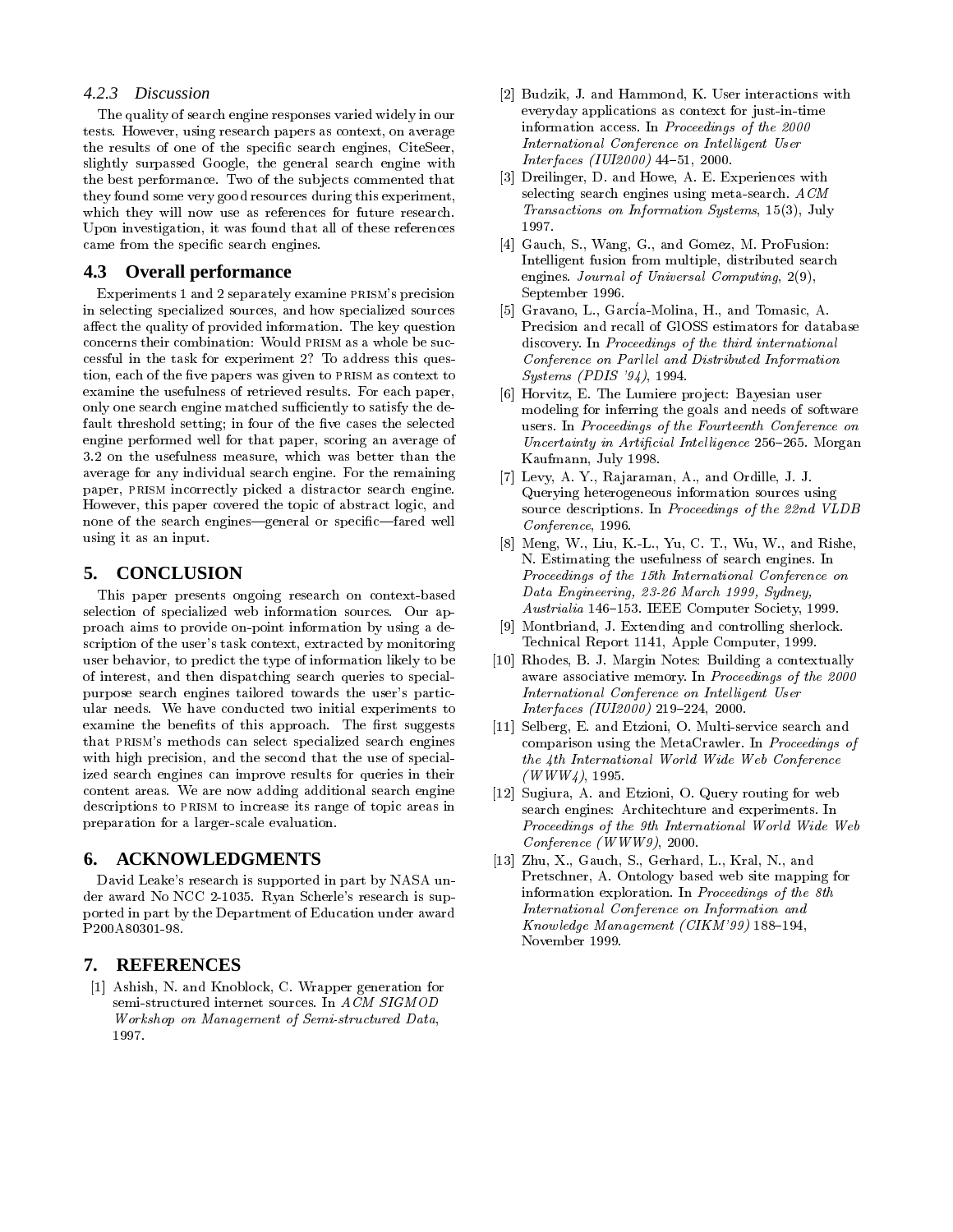#### 4.2.3 Discussion

The quality of search engine responses varied widely in our tests. However, using research papers as context, on average the results of one of the specific search engines, CiteSeer, slightly surpassed Google, the general search engine with the best performance. Two of the subjects commented that they found some very good resources during this experiment, which they will now use as references for future research. Upon investigation, it was found that all of these references came from the specific search engines.

### 4.3 Overall performance

Experiments 1 and 2 separately examine PRISM's precision in selecting specialized sources, and how specialized sources affect the quality of provided information. The key question concerns their combination: Would PRISM as a whole be successful in the task for experiment 2? To address this question, each of the five papers was given to PRISM as context to examine the usefulness of retrieved results. For each paper, only one search engine matched sufficiently to satisfy the default threshold setting; in four of the five cases the selected engine performed well for that paper, scoring an average of 3.2 on the usefulness measure, which was better than the average for any individual search engine. For the remaining paper, PRISM incorrectly picked a distractor search engine. However, this paper covered the topic of abstract logic, and none of the search engines—general or specific—fared well using it as an input.

## 5. CONCLUSION

This paper presents ongoing research on context-based selection of specialized web information sources. Our approach aims to provide on-point information by using a description of the user's task context, extracted by monitoring user behavior, to predict the type of information likely to be of interest, and then dispatching search queries to special-purpose search engines tailored towards the user's particular needs. We have conducted two initial experiments to examine the benefits of this approach. The first suggests that PRISM's methods can select specialized search engines with high precision, and the second that the use of specialized search engines can improve results for queries in their content areas. We are now adding additional search engine descriptions to PRISM to increase its range of topic areas in preparation for a larger-scale evaluation.

## 6. ACKNOWLEDGMENTS

David Leake's research is supported in part by NASA under award No NCC 2-1035. Ryan Scherle's research is supported in part by the Department of Education under award P200A80301-98.

## 7. REFERENCES

[1] Ashish, N. and Knoblock, C. Wrapper generation for semi-structured internet sources. In *ACM SIGMOD Workshop on Management of Semi-structured Data*, 1997.

[2] Budzik, J. and Hammond, K. User interactions with everyday applications as context for just-in-time information access. In *Proceedings of the 2000 International Conference on Intelligent User Interfaces (IUI2000)* 44–51, 2000.

[3] Dreilinger, D. and Howe, A. E. Experiences with selecting search engines using meta-search. *ACM Transactions on Information Systems*, 15(3), July 1997.

[4] Gauch, S., Wang, G., and Gomez, M. ProFusion: Intelligent fusion from multiple, distributed search engines. *Journal of Universal Computing*, 2(9), September 1996.

[5] Gravano, L., García-Molina, H., and Tomasic, A. Precision and recall of GlOSS estimators for database discovery. In *Proceedings of the third international Conference on Parllel and Distributed Information Systems (PDIS '94)*, 1994.

[6] Horvitz, E. The Lumiere project: Bayesian user modeling for inferring the goals and needs of software users. In *Proceedings of the Fourteenth Conference on Uncertainty in Artificial Intelligence* 256–265. Morgan Kaufmann, July 1998.

[7] Levy, A. Y., Rajaraman, A., and Ordille, J. J. Querying heterogeneous information sources using source descriptions. In *Proceedings of the 22nd VLDB Conference*, 1996.

[8] Meng, W., Liu, K.-L., Yu, C. T., Wu, W., and Rishe, N. Estimating the usefulness of search engines. In *Proceedings of the 15th International Conference on Data Engineering, 23-26 March 1999, Sydney, Austrialia* 146–153. IEEE Computer Society, 1999.

[9] Montbriand, J. Extending and controlling sherlock. Technical Report 1141, Apple Computer, 1999.

[10] Rhodes, B. J. Margin Notes: Building a contextually aware associative memory. In *Proceedings of the 2000 International Conference on Intelligent User Interfaces (IUI2000)* 219–224, 2000.

[11] Selberg, E. and Etzioni, O. Multi-service search and comparison using the MetaCrawler. In *Proceedings of the 4th International World Wide Web Conference (WWW4)*, 1995.

[12] Sugiura, A. and Etzioni, O. Query routing for web search engines: Architechture and experiments. In *Proceedings of the 9th International World Wide Web Conference (WWW9)*, 2000.

[13] Zhu, X., Gauch, S., Gerhard, L., Kral, N., and Pretschner, A. Ontology based web site mapping for information exploration. In *Proceedings of the 8th International Conference on Information and Knowledge Management (CIKM'99)* 188–194, November 1999.